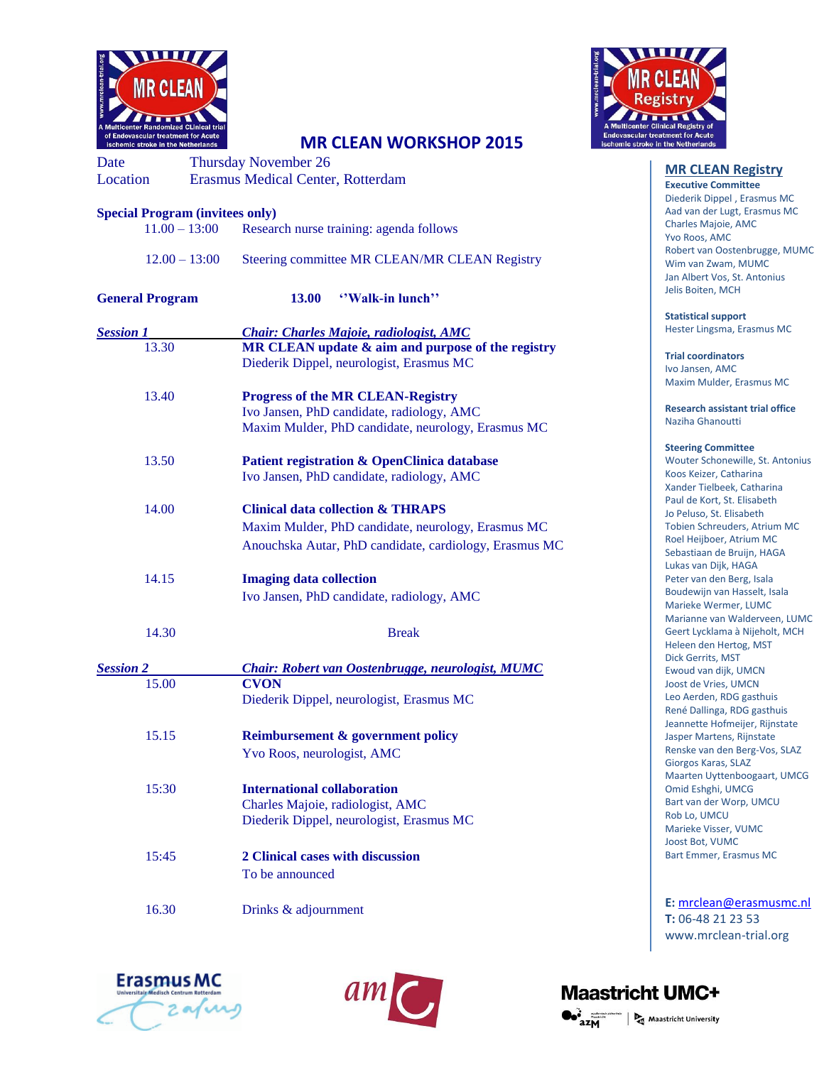# MR CLEAN WORKSHOP 2015

Date Thursday November 26

Location Erasmus Medical Center, Rotterdam

**Special Program (invitees only)**

11.00 – 13:00 Research nurse training: agenda follows

12.00 – 13:00 Steering committee MR CLEAN/MR CLEAN Registry

**General Program** **13.00 ''Walk-in lunch''**

***Session 1*** ***Chair: Charles Majoie, radiologist, AMC***

13.30 **MR CLEAN update & aim and purpose of the registry**
Diederik Dippel, neurologist, Erasmus MC

13.40 **Progress of the MR CLEAN-Registry**
Ivo Jansen, PhD candidate, radiology, AMC
Maxim Mulder, PhD candidate, neurology, Erasmus MC

13.50 **Patient registration & OpenClinica database**
Ivo Jansen, PhD candidate, radiology, AMC

14.00 **Clinical data collection & THRAPS**
Maxim Mulder, PhD candidate, neurology, Erasmus MC
Anouchska Autar, PhD candidate, cardiology, Erasmus MC

14.15 **Imaging data collection**
Ivo Jansen, PhD candidate, radiology, AMC

14.30 Break

***Session 2*** ***Chair: Robert van Oostenbrugge, neurologist, MUMC***

15.00 **CVON**
Diederik Dippel, neurologist, Erasmus MC

15.15 **Reimbursement & government policy**
Yvo Roos, neurologist, AMC

15:30 **International collaboration**
Charles Majoie, radiologist, AMC
Diederik Dippel, neurologist, Erasmus MC

15:45 **2 Clinical cases with discussion**
To be announced

16.30 Drinks & adjournment

## MR CLEAN Registry

**Executive Committee**
Diederik Dippel , Erasmus MC
Aad van der Lugt, Erasmus MC
Charles Majoie, AMC
Yvo Roos, AMC
Robert van Oostenbrugge, MUMC
Wim van Zwam, MUMC
Jan Albert Vos, St. Antonius
Jelis Boiten, MCH

**Statistical support**
Hester Lingsma, Erasmus MC

**Trial coordinators**
Ivo Jansen, AMC
Maxim Mulder, Erasmus MC

**Research assistant trial office**
Naziha Ghanoutti

**Steering Committee**
Wouter Schonewille, St. Antonius
Koos Keizer, Catharina
Xander Tielbeek, Catharina
Paul de Kort, St. Elisabeth
Jo Peluso, St. Elisabeth
Tobien Schreuders, Atrium MC
Roel Heijboer, Atrium MC
Sebastiaan de Bruijn, HAGA
Lukas van Dijk, HAGA
Peter van den Berg, Isala
Boudewijn van Hasselt, Isala
Marieke Wermer, LUMC
Marianne van Walderveen, LUMC
Geert Lycklama à Nijeholt, MCH
Heleen den Hertog, MST
Dick Gerrits, MST
Ewoud van dijk, UMCN
Joost de Vries, UMCN
Leo Aerden, RDG gasthuis
René Dallinga, RDG gasthuis
Jeannette Hofmeijer, Rijnstate
Jasper Martens, Rijnstate
Renske van den Berg-Vos, SLAZ
Giorgos Karas, SLAZ
Maarten Uyttenboogaart, UMCG
Omid Eshghi, UMCG
Bart van der Worp, UMCU
Rob Lo, UMCU
Marieke Visser, VUMC
Joost Bot, VUMC
Bart Emmer, Erasmus MC

**E:** mrclean@erasmusmc.nl
**T:** 06-48 21 23 53
www.mrclean-trial.org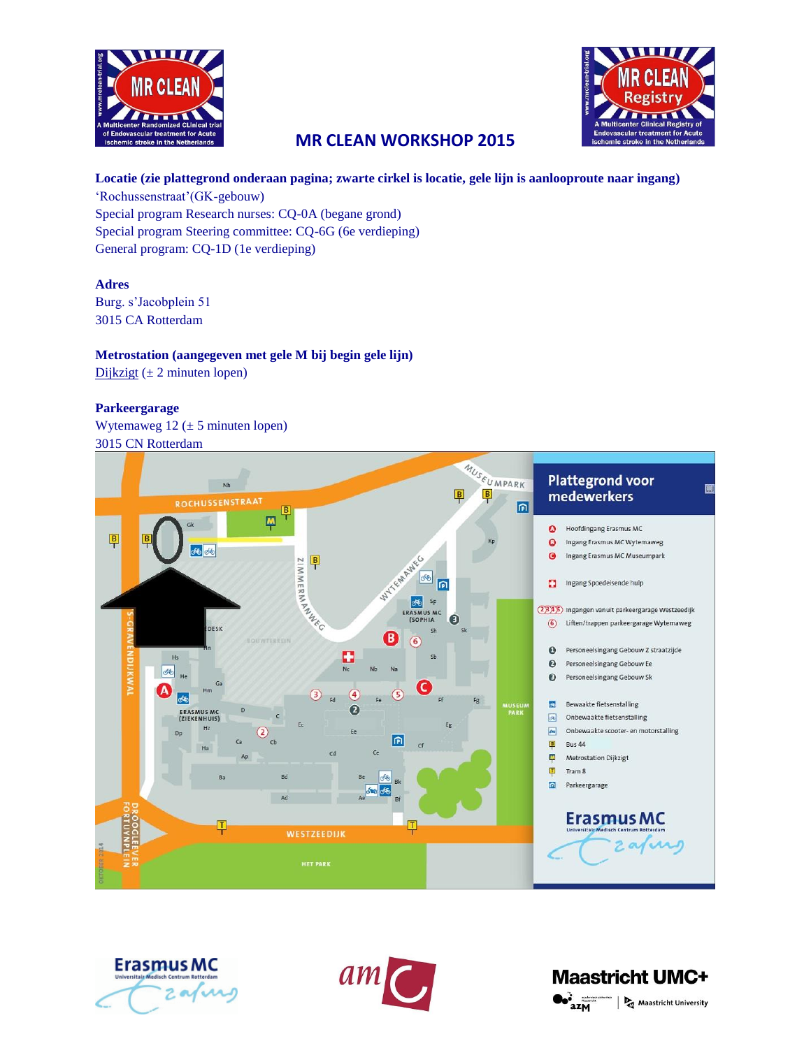# MR CLEAN WORKSHOP 2015

**Locatie (zie plattegrond onderaan pagina; zwarte cirkel is locatie, gele lijn is aanlooproute naar ingang)**
'Rochussenstraat'(GK-gebouw)
Special program Research nurses: CQ-0A (begane grond)
Special program Steering committee: CQ-6G (6e verdieping)
General program: CQ-1D (1e verdieping)

**Adres**
Burg. s'Jacobplein 51
3015 CA Rotterdam

**Metrostation (aangegeven met gele M bij begin gele lijn)**
Dijkzigt (± 2 minuten lopen)

**Parkeergarage**
Wytemaweg 12 (± 5 minuten lopen)
3015 CN Rotterdam

Plattegrond voor medewerkers

- A Hoofdingang Erasmus MC
- B Ingang Erasmus MC Wytemaweg
- C Ingang Erasmus MC Museumpark
- Ingang Spoedeisende hulp
- 2 3 4 5 Ingangen vanuit parkeergarage Westzeedijk
- 6 Liften/trappen parkeergarage Wytemaweg
- 1 Personeelsingang Gebouw Z straatzijde
- 2 Personeelsingang Gebouw Ee
- 3 Personeelsingang Gebouw Sk
- Bewaakte fietsenstalling
- Onbewaakte fietsenstalling
- Onbewaakte scooter- en motorstalling
- Bus 44
- Metrostation Dijkzigt
- Tram 8
- Parkeergarage

ROCHUSSENSTRAAT
MUSEUMPARK
WYTEMAWEG
ZIMMERMANWEG
'S-GRAVENDIJKWAL
WESTZEEDIJK
DROOGLEEVER FORTUYNPLEIN
HET PARK
MUSEUM PARK
ERASMUS MC (SOPHIA)
ERASMUS MC (ZIEKENHUIS)
BOUWTERREIN
OKTOBER 2014

Erasmus MC